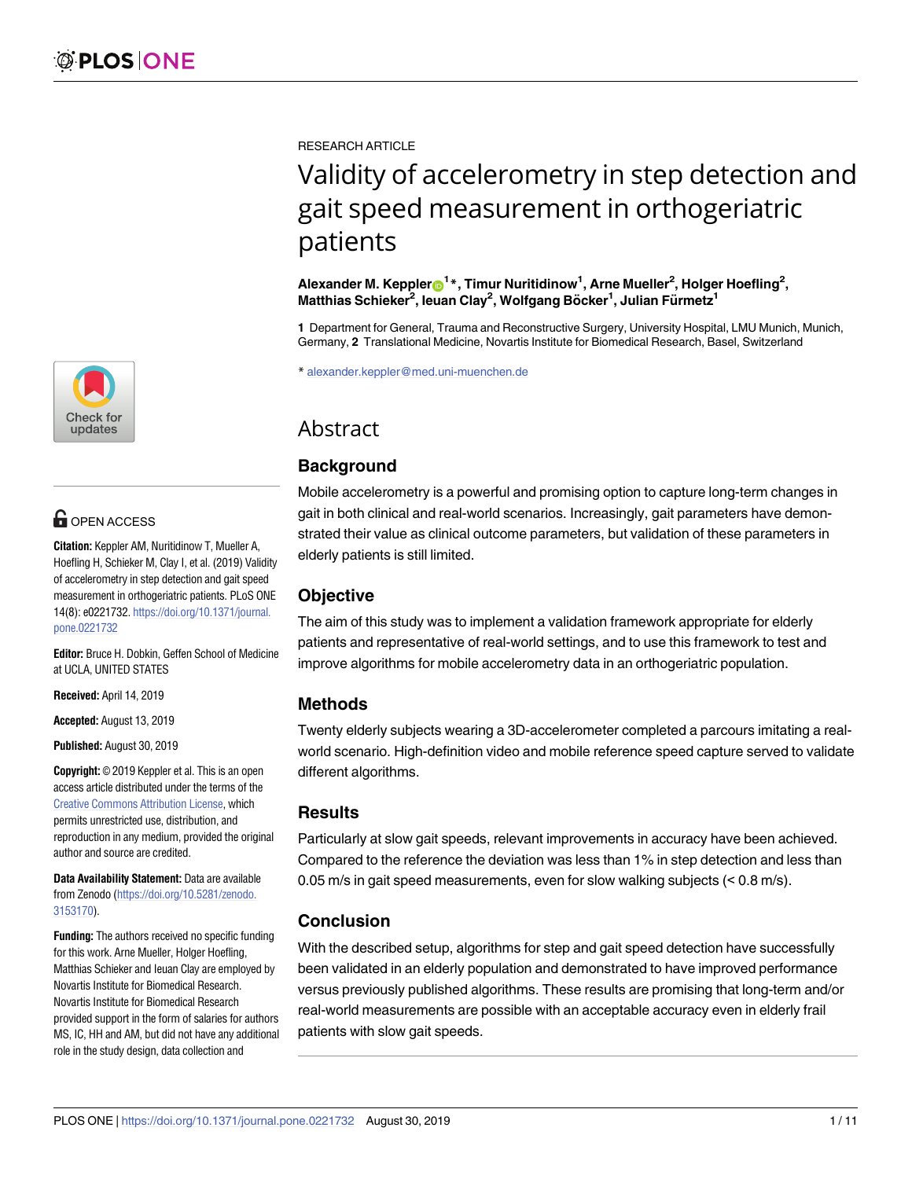RESEARCH ARTICLE

# Validity of accelerometry in step detection and gait speed measurement in orthogeriatric patients

**Alexander M. Keppler[1]*, Timur Nuritidinow[1], Arne Mueller[2], Holger Hoefling[2], Matthias Schieker[2], Ieuan Clay[2], Wolfgang Böcker[1], Julian Fürmetz[1]**

**1** Department for General, Trauma and Reconstructive Surgery, University Hospital, LMU Munich, Munich, Germany, **2** Translational Medicine, Novartis Institute for Biomedical Research, Basel, Switzerland

* alexander.keppler@med.uni-muenchen.de

OPEN ACCESS

**Citation:** Keppler AM, Nuritidinow T, Mueller A, Hoefling H, Schieker M, Clay I, et al. (2019) Validity of accelerometry in step detection and gait speed measurement in orthogeriatric patients. PLoS ONE 14(8): e0221732. https://doi.org/10.1371/journal.pone.0221732

**Editor:** Bruce H. Dobkin, Geffen School of Medicine at UCLA, UNITED STATES

**Received:** April 14, 2019

**Accepted:** August 13, 2019

**Published:** August 30, 2019

**Copyright:** © 2019 Keppler et al. This is an open access article distributed under the terms of the Creative Commons Attribution License, which permits unrestricted use, distribution, and reproduction in any medium, provided the original author and source are credited.

**Data Availability Statement:** Data are available from Zenodo (https://doi.org/10.5281/zenodo.3153170).

**Funding:** The authors received no specific funding for this work. Arne Mueller, Holger Hoefling, Matthias Schieker and Ieuan Clay are employed by Novartis Institute for Biomedical Research. Novartis Institute for Biomedical Research provided support in the form of salaries for authors MS, IC, HH and AM, but did not have any additional role in the study design, data collection and

## Abstract

### Background

Mobile accelerometry is a powerful and promising option to capture long-term changes in gait in both clinical and real-world scenarios. Increasingly, gait parameters have demonstrated their value as clinical outcome parameters, but validation of these parameters in elderly patients is still limited.

### Objective

The aim of this study was to implement a validation framework appropriate for elderly patients and representative of real-world settings, and to use this framework to test and improve algorithms for mobile accelerometry data in an orthogeriatric population.

### Methods

Twenty elderly subjects wearing a 3D-accelerometer completed a parcours imitating a real-world scenario. High-definition video and mobile reference speed capture served to validate different algorithms.

### Results

Particularly at slow gait speeds, relevant improvements in accuracy have been achieved. Compared to the reference the deviation was less than 1% in step detection and less than 0.05 m/s in gait speed measurements, even for slow walking subjects (< 0.8 m/s).

### Conclusion

With the described setup, algorithms for step and gait speed detection have successfully been validated in an elderly population and demonstrated to have improved performance versus previously published algorithms. These results are promising that long-term and/or real-world measurements are possible with an acceptable accuracy even in elderly frail patients with slow gait speeds.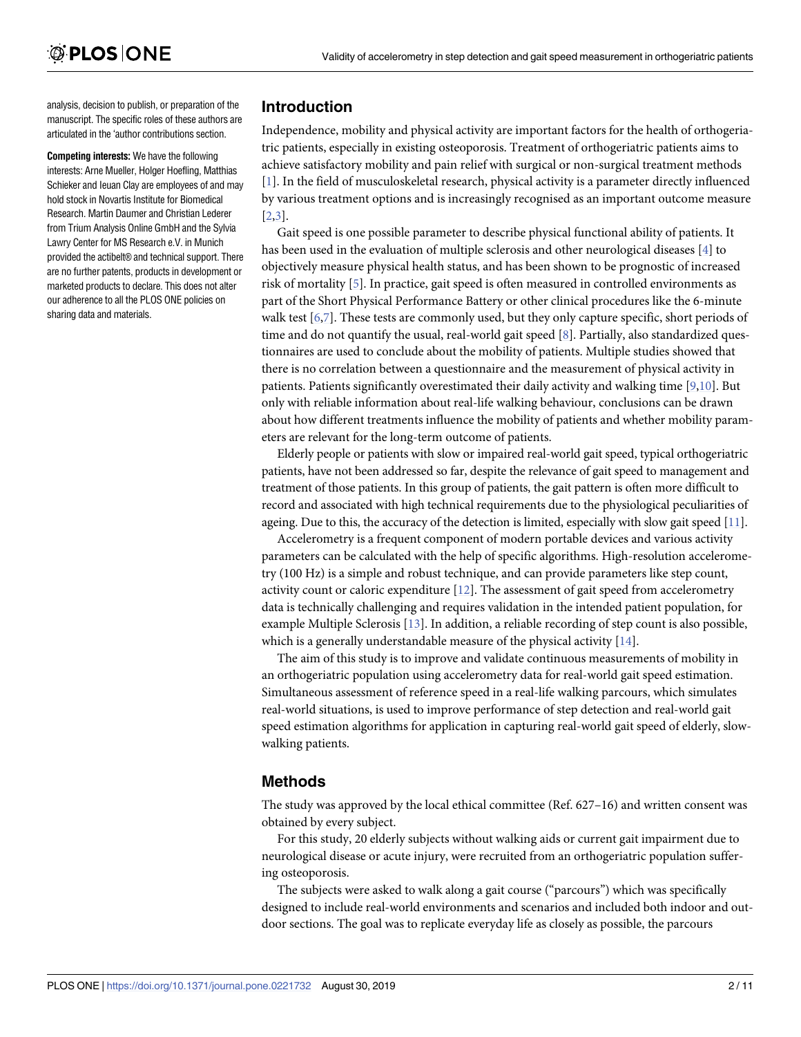analysis, decision to publish, or preparation of the manuscript. The specific roles of these authors are articulated in the 'author contributions section.

**Competing interests:** We have the following interests: Arne Mueller, Holger Hoefling, Matthias Schieker and Ieuan Clay are employees of and may hold stock in Novartis Institute for Biomedical Research. Martin Daumer and Christian Lederer from Trium Analysis Online GmbH and the Sylvia Lawry Center for MS Research e.V. in Munich provided the actibelt® and technical support. There are no further patents, products in development or marketed products to declare. This does not alter our adherence to all the PLOS ONE policies on sharing data and materials.

## Introduction

Independence, mobility and physical activity are important factors for the health of orthogeriatric patients, especially in existing osteoporosis. Treatment of orthogeriatric patients aims to achieve satisfactory mobility and pain relief with surgical or non-surgical treatment methods [1]. In the field of musculoskeletal research, physical activity is a parameter directly influenced by various treatment options and is increasingly recognised as an important outcome measure [2,3].

Gait speed is one possible parameter to describe physical functional ability of patients. It has been used in the evaluation of multiple sclerosis and other neurological diseases [4] to objectively measure physical health status, and has been shown to be prognostic of increased risk of mortality [5]. In practice, gait speed is often measured in controlled environments as part of the Short Physical Performance Battery or other clinical procedures like the 6-minute walk test [6,7]. These tests are commonly used, but they only capture specific, short periods of time and do not quantify the usual, real-world gait speed [8]. Partially, also standardized questionnaires are used to conclude about the mobility of patients. Multiple studies showed that there is no correlation between a questionnaire and the measurement of physical activity in patients. Patients significantly overestimated their daily activity and walking time [9,10]. But only with reliable information about real-life walking behaviour, conclusions can be drawn about how different treatments influence the mobility of patients and whether mobility parameters are relevant for the long-term outcome of patients.

Elderly people or patients with slow or impaired real-world gait speed, typical orthogeriatric patients, have not been addressed so far, despite the relevance of gait speed to management and treatment of those patients. In this group of patients, the gait pattern is often more difficult to record and associated with high technical requirements due to the physiological peculiarities of ageing. Due to this, the accuracy of the detection is limited, especially with slow gait speed [11].

Accelerometry is a frequent component of modern portable devices and various activity parameters can be calculated with the help of specific algorithms. High-resolution accelerometry (100 Hz) is a simple and robust technique, and can provide parameters like step count, activity count or caloric expenditure [12]. The assessment of gait speed from accelerometry data is technically challenging and requires validation in the intended patient population, for example Multiple Sclerosis [13]. In addition, a reliable recording of step count is also possible, which is a generally understandable measure of the physical activity [14].

The aim of this study is to improve and validate continuous measurements of mobility in an orthogeriatric population using accelerometry data for real-world gait speed estimation. Simultaneous assessment of reference speed in a real-life walking parcours, which simulates real-world situations, is used to improve performance of step detection and real-world gait speed estimation algorithms for application in capturing real-world gait speed of elderly, slow-walking patients.

## Methods

The study was approved by the local ethical committee (Ref. 627–16) and written consent was obtained by every subject.

For this study, 20 elderly subjects without walking aids or current gait impairment due to neurological disease or acute injury, were recruited from an orthogeriatric population suffering osteoporosis.

The subjects were asked to walk along a gait course ("parcours") which was specifically designed to include real-world environments and scenarios and included both indoor and outdoor sections. The goal was to replicate everyday life as closely as possible, the parcours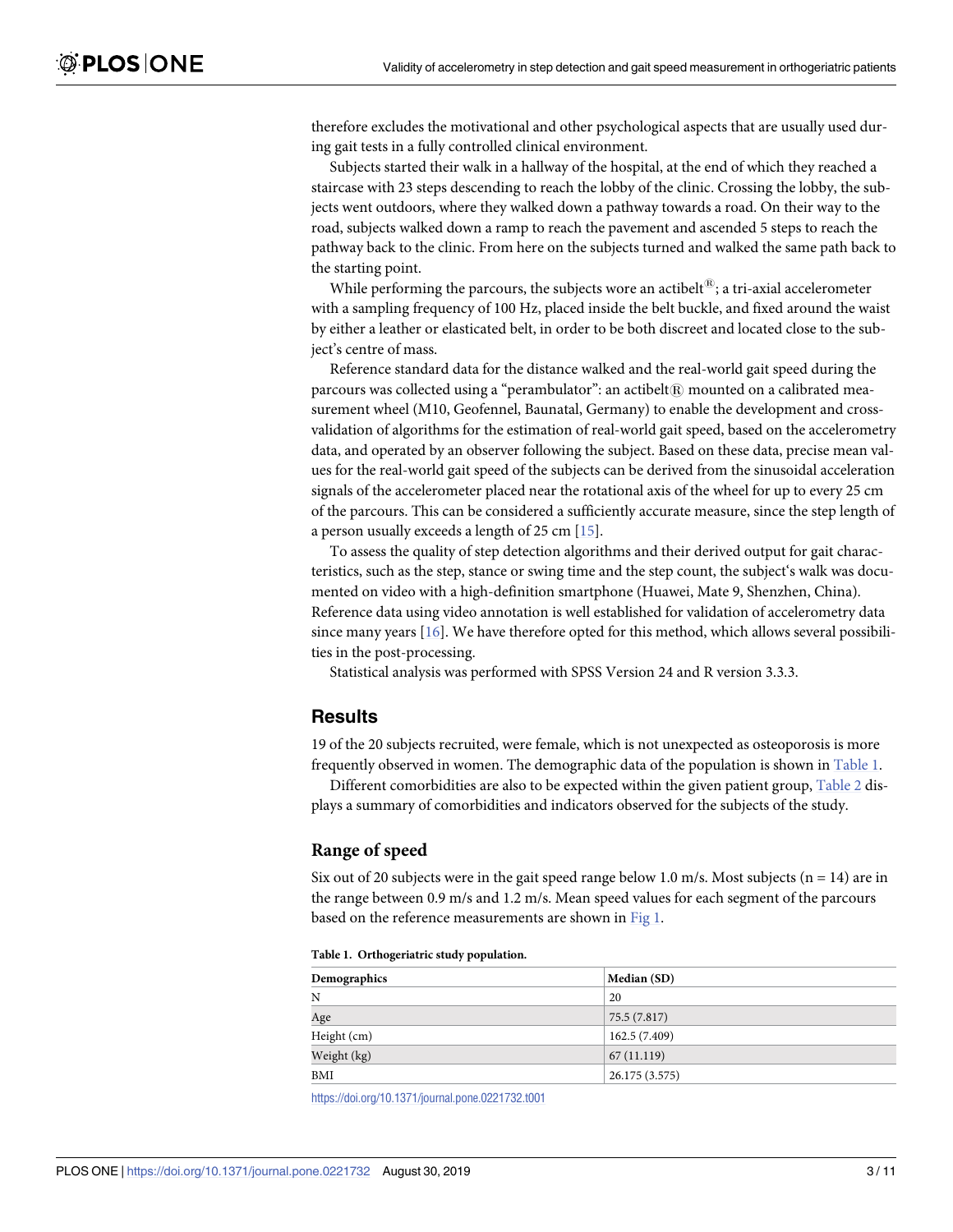therefore excludes the motivational and other psychological aspects that are usually used during gait tests in a fully controlled clinical environment.

Subjects started their walk in a hallway of the hospital, at the end of which they reached a staircase with 23 steps descending to reach the lobby of the clinic. Crossing the lobby, the subjects went outdoors, where they walked down a pathway towards a road. On their way to the road, subjects walked down a ramp to reach the pavement and ascended 5 steps to reach the pathway back to the clinic. From here on the subjects turned and walked the same path back to the starting point.

While performing the parcours, the subjects wore an actibelt®; a tri-axial accelerometer with a sampling frequency of 100 Hz, placed inside the belt buckle, and fixed around the waist by either a leather or elasticated belt, in order to be both discreet and located close to the subject's centre of mass.

Reference standard data for the distance walked and the real-world gait speed during the parcours was collected using a "perambulator": an actibelt® mounted on a calibrated measurement wheel (M10, Geofennel, Baunatal, Germany) to enable the development and cross-validation of algorithms for the estimation of real-world gait speed, based on the accelerometry data, and operated by an observer following the subject. Based on these data, precise mean values for the real-world gait speed of the subjects can be derived from the sinusoidal acceleration signals of the accelerometer placed near the rotational axis of the wheel for up to every 25 cm of the parcours. This can be considered a sufficiently accurate measure, since the step length of a person usually exceeds a length of 25 cm [15].

To assess the quality of step detection algorithms and their derived output for gait characteristics, such as the step, stance or swing time and the step count, the subject's walk was documented on video with a high-definition smartphone (Huawei, Mate 9, Shenzhen, China). Reference data using video annotation is well established for validation of accelerometry data since many years [16]. We have therefore opted for this method, which allows several possibilities in the post-processing.

Statistical analysis was performed with SPSS Version 24 and R version 3.3.3.

## Results

19 of the 20 subjects recruited, were female, which is not unexpected as osteoporosis is more frequently observed in women. The demographic data of the population is shown in Table 1.

Different comorbidities are also to be expected within the given patient group, Table 2 displays a summary of comorbidities and indicators observed for the subjects of the study.

### Range of speed

Six out of 20 subjects were in the gait speed range below 1.0 m/s. Most subjects (n = 14) are in the range between 0.9 m/s and 1.2 m/s. Mean speed values for each segment of the parcours based on the reference measurements are shown in Fig 1.

**Table 1. Orthogeriatric study population.**

| Demographics | Median (SD) |
|---|---|
| N | 20 |
| Age | 75.5 (7.817) |
| Height (cm) | 162.5 (7.409) |
| Weight (kg) | 67 (11.119) |
| BMI | 26.175 (3.575) |

https://doi.org/10.1371/journal.pone.0221732.t001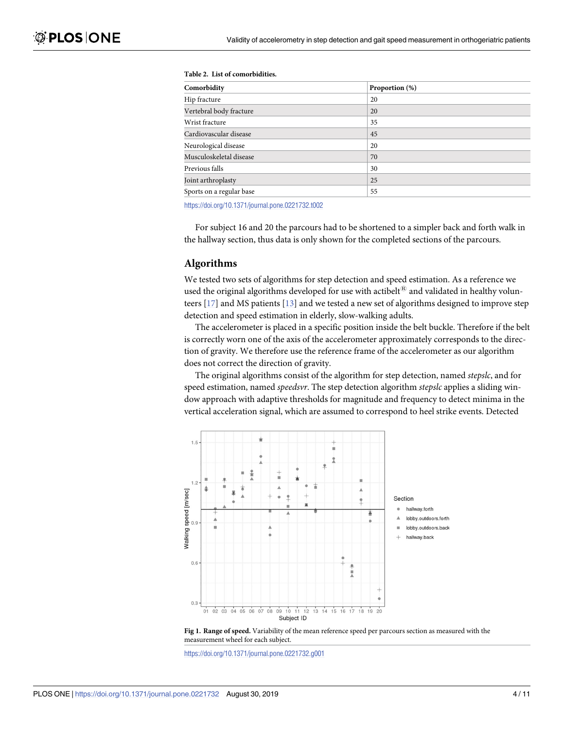**Table 2. List of comorbidities.**

| Comorbidity | Proportion (%) |
|---|---|
| Hip fracture | 20 |
| Vertebral body fracture | 20 |
| Wrist fracture | 35 |
| Cardiovascular disease | 45 |
| Neurological disease | 20 |
| Musculoskeletal disease | 70 |
| Previous falls | 30 |
| Joint arthroplasty | 25 |
| Sports on a regular base | 55 |

https://doi.org/10.1371/journal.pone.0221732.t002

For subject 16 and 20 the parcours had to be shortened to a simpler back and forth walk in the hallway section, thus data is only shown for the completed sections of the parcours.

## Algorithms

We tested two sets of algorithms for step detection and speed estimation. As a reference we used the original algorithms developed for use with actibelt® and validated in healthy volunteers [17] and MS patients [13] and we tested a new set of algorithms designed to improve step detection and speed estimation in elderly, slow-walking adults.

The accelerometer is placed in a specific position inside the belt buckle. Therefore if the belt is correctly worn one of the axis of the accelerometer approximately corresponds to the direction of gravity. We therefore use the reference frame of the accelerometer as our algorithm does not correct the direction of gravity.

The original algorithms consist of the algorithm for step detection, named *stepslc*, and for speed estimation, named *speedsvr*. The step detection algorithm *stepslc* applies a sliding window approach with adaptive thresholds for magnitude and frequency to detect minima in the vertical acceleration signal, which are assumed to correspond to heel strike events. Detected

**Fig 1. Range of speed.** Variability of the mean reference speed per parcours section as measured with the measurement wheel for each subject.

https://doi.org/10.1371/journal.pone.0221732.g001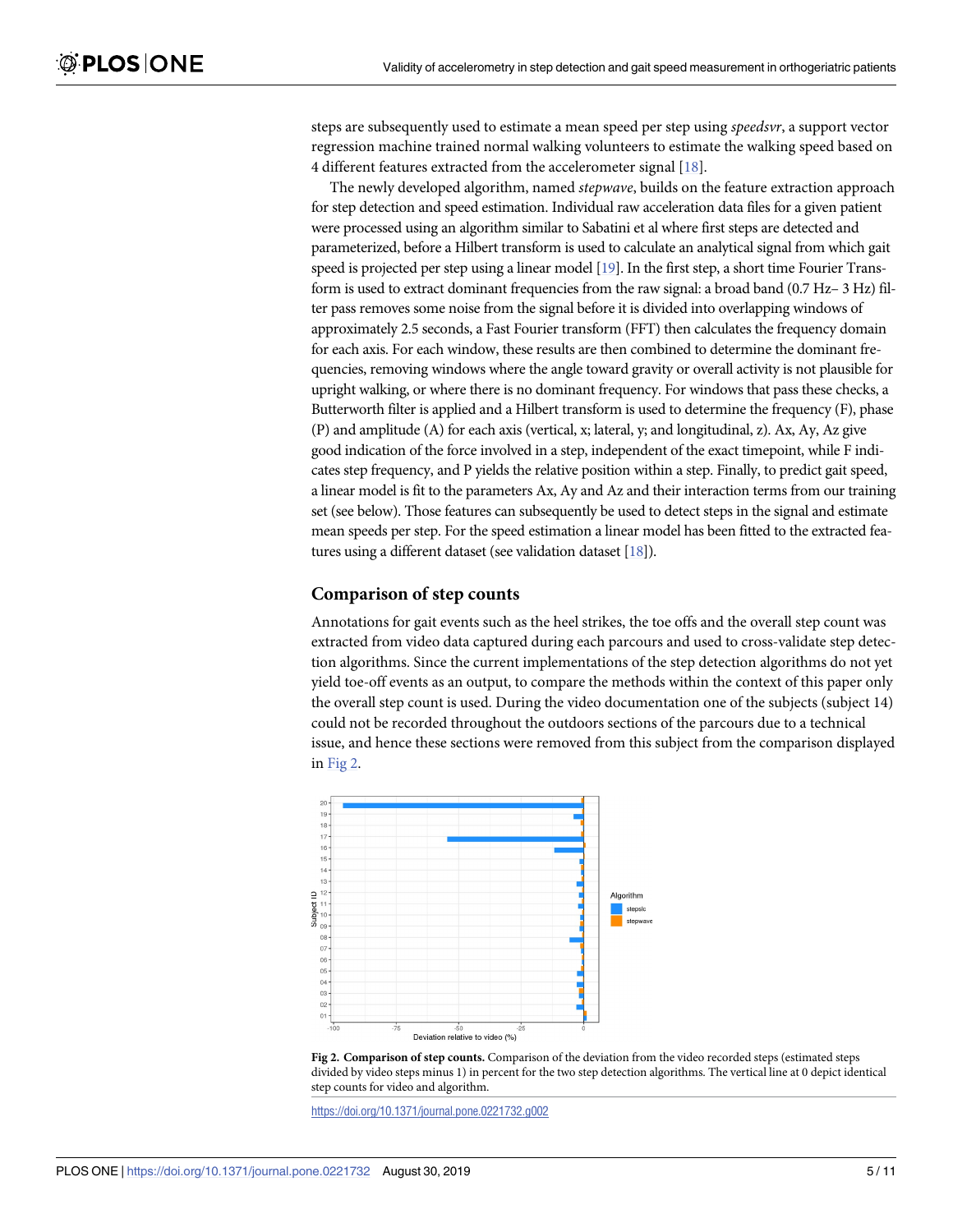steps are subsequently used to estimate a mean speed per step using *speedsvr*, a support vector regression machine trained normal walking volunteers to estimate the walking speed based on 4 different features extracted from the accelerometer signal [18].

The newly developed algorithm, named *stepwave*, builds on the feature extraction approach for step detection and speed estimation. Individual raw acceleration data files for a given patient were processed using an algorithm similar to Sabatini et al where first steps are detected and parameterized, before a Hilbert transform is used to calculate an analytical signal from which gait speed is projected per step using a linear model [19]. In the first step, a short time Fourier Transform is used to extract dominant frequencies from the raw signal: a broad band (0.7 Hz– 3 Hz) filter pass removes some noise from the signal before it is divided into overlapping windows of approximately 2.5 seconds, a Fast Fourier transform (FFT) then calculates the frequency domain for each axis. For each window, these results are then combined to determine the dominant frequencies, removing windows where the angle toward gravity or overall activity is not plausible for upright walking, or where there is no dominant frequency. For windows that pass these checks, a Butterworth filter is applied and a Hilbert transform is used to determine the frequency (F), phase (P) and amplitude (A) for each axis (vertical, x; lateral, y; and longitudinal, z). Ax, Ay, Az give good indication of the force involved in a step, independent of the exact timepoint, while F indicates step frequency, and P yields the relative position within a step. Finally, to predict gait speed, a linear model is fit to the parameters Ax, Ay and Az and their interaction terms from our training set (see below). Those features can subsequently be used to detect steps in the signal and estimate mean speeds per step. For the speed estimation a linear model has been fitted to the extracted features using a different dataset (see validation dataset [18]).

### Comparison of step counts

Annotations for gait events such as the heel strikes, the toe offs and the overall step count was extracted from video data captured during each parcours and used to cross-validate step detection algorithms. Since the current implementations of the step detection algorithms do not yet yield toe-off events as an output, to compare the methods within the context of this paper only the overall step count is used. During the video documentation one of the subjects (subject 14) could not be recorded throughout the outdoors sections of the parcours due to a technical issue, and hence these sections were removed from this subject from the comparison displayed in Fig 2.

**Fig 2. Comparison of step counts.** Comparison of the deviation from the video recorded steps (estimated steps divided by video steps minus 1) in percent for the two step detection algorithms. The vertical line at 0 depict identical step counts for video and algorithm.

https://doi.org/10.1371/journal.pone.0221732.g002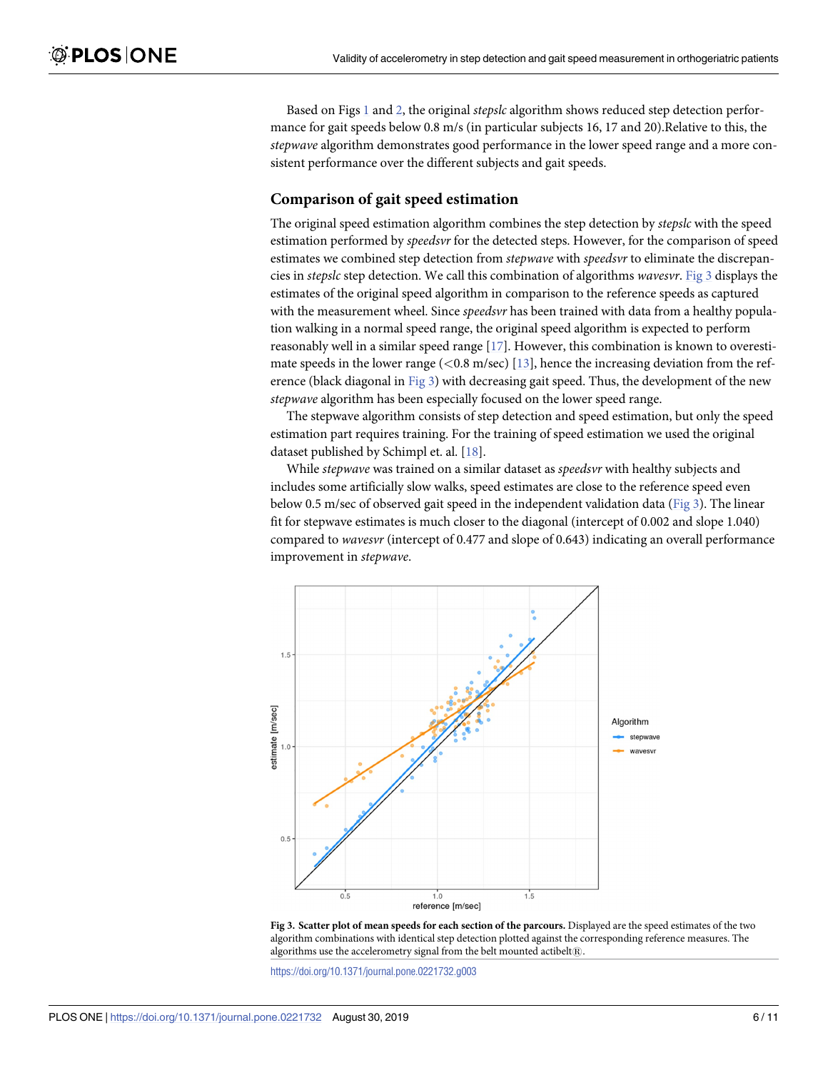Based on Figs 1 and 2, the original *stepslc* algorithm shows reduced step detection performance for gait speeds below 0.8 m/s (in particular subjects 16, 17 and 20).Relative to this, the *stepwave* algorithm demonstrates good performance in the lower speed range and a more consistent performance over the different subjects and gait speeds.

## Comparison of gait speed estimation

The original speed estimation algorithm combines the step detection by *stepslc* with the speed estimation performed by *speedsvr* for the detected steps. However, for the comparison of speed estimates we combined step detection from *stepwave* with *speedsvr* to eliminate the discrepancies in *stepslc* step detection. We call this combination of algorithms *wavesvr*. Fig 3 displays the estimates of the original speed algorithm in comparison to the reference speeds as captured with the measurement wheel. Since *speedsvr* has been trained with data from a healthy population walking in a normal speed range, the original speed algorithm is expected to perform reasonably well in a similar speed range [17]. However, this combination is known to overestimate speeds in the lower range (<0.8 m/sec) [13], hence the increasing deviation from the reference (black diagonal in Fig 3) with decreasing gait speed. Thus, the development of the new *stepwave* algorithm has been especially focused on the lower speed range.

The stepwave algorithm consists of step detection and speed estimation, but only the speed estimation part requires training. For the training of speed estimation we used the original dataset published by Schimpl et. al. [18].

While *stepwave* was trained on a similar dataset as *speedsvr* with healthy subjects and includes some artificially slow walks, speed estimates are close to the reference speed even below 0.5 m/sec of observed gait speed in the independent validation data (Fig 3). The linear fit for stepwave estimates is much closer to the diagonal (intercept of 0.002 and slope 1.040) compared to *wavesvr* (intercept of 0.477 and slope of 0.643) indicating an overall performance improvement in *stepwave*.

**Fig 3. Scatter plot of mean speeds for each section of the parcours.** Displayed are the speed estimates of the two algorithm combinations with identical step detection plotted against the corresponding reference measures. The algorithms use the accelerometry signal from the belt mounted actibelt®.

https://doi.org/10.1371/journal.pone.0221732.g003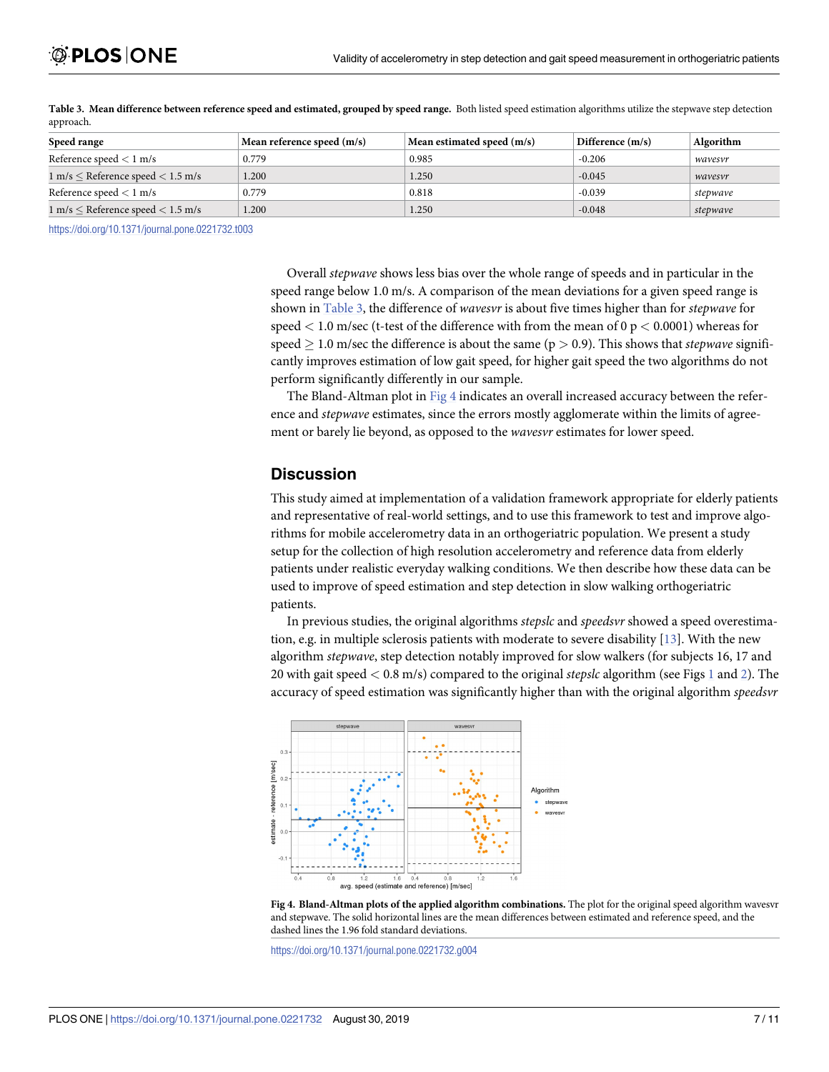**Table 3. Mean difference between reference speed and estimated, grouped by speed range.** Both listed speed estimation algorithms utilize the stepwave step detection approach.

| Speed range | Mean reference speed (m/s) | Mean estimated speed (m/s) | Difference (m/s) | Algorithm |
|---|---|---|---|---|
| Reference speed < 1 m/s | 0.779 | 0.985 | -0.206 | *wavesvr* |
| 1 m/s ≤ Reference speed < 1.5 m/s | 1.200 | 1.250 | -0.045 | *wavesvr* |
| Reference speed < 1 m/s | 0.779 | 0.818 | -0.039 | *stepwave* |
| 1 m/s ≤ Reference speed < 1.5 m/s | 1.200 | 1.250 | -0.048 | *stepwave* |

https://doi.org/10.1371/journal.pone.0221732.t003

Overall *stepwave* shows less bias over the whole range of speeds and in particular in the speed range below 1.0 m/s. A comparison of the mean deviations for a given speed range is shown in Table 3, the difference of *wavesvr* is about five times higher than for *stepwave* for speed < 1.0 m/sec (t-test of the difference with from the mean of 0 $p < 0.0001$) whereas for speed ≥ 1.0 m/sec the difference is about the same ($p > 0.9$). This shows that *stepwave* significantly improves estimation of low gait speed, for higher gait speed the two algorithms do not perform significantly differently in our sample.

The Bland-Altman plot in Fig 4 indicates an overall increased accuracy between the reference and *stepwave* estimates, since the errors mostly agglomerate within the limits of agreement or barely lie beyond, as opposed to the *wavesvr* estimates for lower speed.

## Discussion

This study aimed at implementation of a validation framework appropriate for elderly patients and representative of real-world settings, and to use this framework to test and improve algorithms for mobile accelerometry data in an orthogeriatric population. We present a study setup for the collection of high resolution accelerometry and reference data from elderly patients under realistic everyday walking conditions. We then describe how these data can be used to improve of speed estimation and step detection in slow walking orthogeriatric patients.

In previous studies, the original algorithms *stepslc* and *speedsvr* showed a speed overestimation, e.g. in multiple sclerosis patients with moderate to severe disability [13]. With the new algorithm *stepwave*, step detection notably improved for slow walkers (for subjects 16, 17 and 20 with gait speed < 0.8 m/s) compared to the original *stepslc* algorithm (see Figs 1 and 2). The accuracy of speed estimation was significantly higher than with the original algorithm *speedsvr*

**Fig 4. Bland-Altman plots of the applied algorithm combinations.** The plot for the original speed algorithm wavesvr and stepwave. The solid horizontal lines are the mean differences between estimated and reference speed, and the dashed lines the 1.96 fold standard deviations.

https://doi.org/10.1371/journal.pone.0221732.g004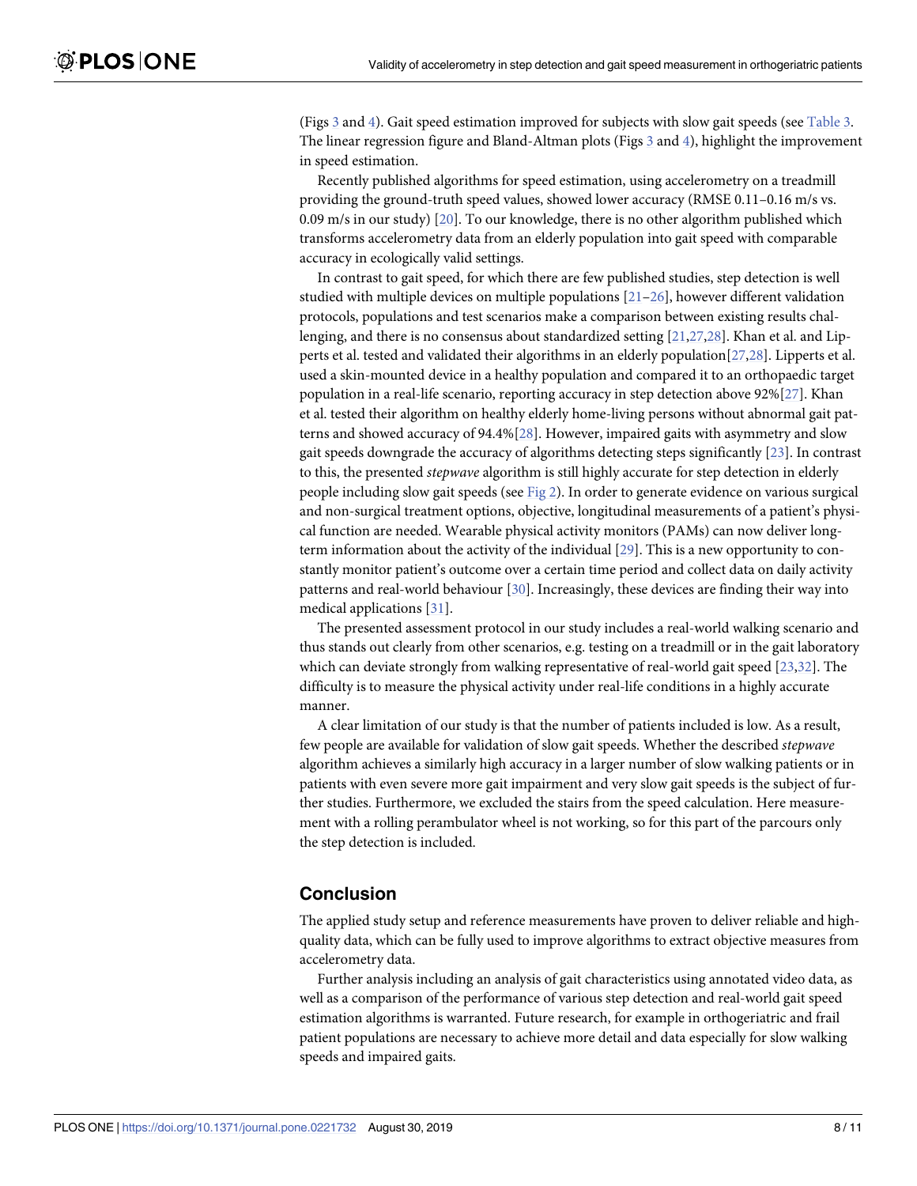(Figs 3 and 4). Gait speed estimation improved for subjects with slow gait speeds (see Table 3. The linear regression figure and Bland-Altman plots (Figs 3 and 4), highlight the improvement in speed estimation.

Recently published algorithms for speed estimation, using accelerometry on a treadmill providing the ground-truth speed values, showed lower accuracy (RMSE 0.11–0.16 m/s vs. 0.09 m/s in our study) [20]. To our knowledge, there is no other algorithm published which transforms accelerometry data from an elderly population into gait speed with comparable accuracy in ecologically valid settings.

In contrast to gait speed, for which there are few published studies, step detection is well studied with multiple devices on multiple populations [21–26], however different validation protocols, populations and test scenarios make a comparison between existing results challenging, and there is no consensus about standardized setting [21,27,28]. Khan et al. and Lipperts et al. tested and validated their algorithms in an elderly population[27,28]. Lipperts et al. used a skin-mounted device in a healthy population and compared it to an orthopaedic target population in a real-life scenario, reporting accuracy in step detection above 92%[27]. Khan et al. tested their algorithm on healthy elderly home-living persons without abnormal gait patterns and showed accuracy of 94.4%[28]. However, impaired gaits with asymmetry and slow gait speeds downgrade the accuracy of algorithms detecting steps significantly [23]. In contrast to this, the presented *stepwave* algorithm is still highly accurate for step detection in elderly people including slow gait speeds (see Fig 2). In order to generate evidence on various surgical and non-surgical treatment options, objective, longitudinal measurements of a patient's physical function are needed. Wearable physical activity monitors (PAMs) can now deliver long-term information about the activity of the individual [29]. This is a new opportunity to constantly monitor patient's outcome over a certain time period and collect data on daily activity patterns and real-world behaviour [30]. Increasingly, these devices are finding their way into medical applications [31].

The presented assessment protocol in our study includes a real-world walking scenario and thus stands out clearly from other scenarios, e.g. testing on a treadmill or in the gait laboratory which can deviate strongly from walking representative of real-world gait speed [23,32]. The difficulty is to measure the physical activity under real-life conditions in a highly accurate manner.

A clear limitation of our study is that the number of patients included is low. As a result, few people are available for validation of slow gait speeds. Whether the described *stepwave* algorithm achieves a similarly high accuracy in a larger number of slow walking patients or in patients with even severe more gait impairment and very slow gait speeds is the subject of further studies. Furthermore, we excluded the stairs from the speed calculation. Here measurement with a rolling perambulator wheel is not working, so for this part of the parcours only the step detection is included.

## Conclusion

The applied study setup and reference measurements have proven to deliver reliable and high-quality data, which can be fully used to improve algorithms to extract objective measures from accelerometry data.

Further analysis including an analysis of gait characteristics using annotated video data, as well as a comparison of the performance of various step detection and real-world gait speed estimation algorithms is warranted. Future research, for example in orthogeriatric and frail patient populations are necessary to achieve more detail and data especially for slow walking speeds and impaired gaits.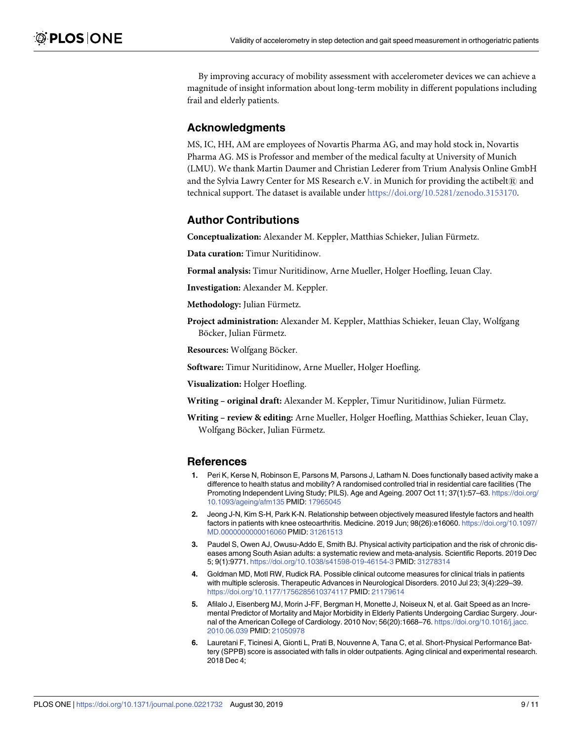By improving accuracy of mobility assessment with accelerometer devices we can achieve a magnitude of insight information about long-term mobility in different populations including frail and elderly patients.

## Acknowledgments

MS, IC, HH, AM are employees of Novartis Pharma AG, and may hold stock in, Novartis Pharma AG. MS is Professor and member of the medical faculty at University of Munich (LMU). We thank Martin Daumer and Christian Lederer from Trium Analysis Online GmbH and the Sylvia Lawry Center for MS Research e.V. in Munich for providing the actibelt® and technical support. The dataset is available under https://doi.org/10.5281/zenodo.3153170.

## Author Contributions

**Conceptualization:** Alexander M. Keppler, Matthias Schieker, Julian Fürmetz.

**Data curation:** Timur Nuritidinow.

**Formal analysis:** Timur Nuritidinow, Arne Mueller, Holger Hoefling, Ieuan Clay.

**Investigation:** Alexander M. Keppler.

**Methodology:** Julian Fürmetz.

**Project administration:** Alexander M. Keppler, Matthias Schieker, Ieuan Clay, Wolfgang Böcker, Julian Fürmetz.

**Resources:** Wolfgang Böcker.

**Software:** Timur Nuritidinow, Arne Mueller, Holger Hoefling.

**Visualization:** Holger Hoefling.

**Writing – original draft:** Alexander M. Keppler, Timur Nuritidinow, Julian Fürmetz.

**Writing – review & editing:** Arne Mueller, Holger Hoefling, Matthias Schieker, Ieuan Clay, Wolfgang Böcker, Julian Fürmetz.

## References

1. Peri K, Kerse N, Robinson E, Parsons M, Parsons J, Latham N. Does functionally based activity make a difference to health status and mobility? A randomised controlled trial in residential care facilities (The Promoting Independent Living Study; PILS). Age and Ageing. 2007 Oct 11; 37(1):57–63. https://doi.org/10.1093/ageing/afm135 PMID: 17965045
2. Jeong J-N, Kim S-H, Park K-N. Relationship between objectively measured lifestyle factors and health factors in patients with knee osteoarthritis. Medicine. 2019 Jun; 98(26):e16060. https://doi.org/10.1097/MD.0000000000016060 PMID: 31261513
3. Paudel S, Owen AJ, Owusu-Addo E, Smith BJ. Physical activity participation and the risk of chronic diseases among South Asian adults: a systematic review and meta-analysis. Scientific Reports. 2019 Dec 5; 9(1):9771. https://doi.org/10.1038/s41598-019-46154-3 PMID: 31278314
4. Goldman MD, Motl RW, Rudick RA. Possible clinical outcome measures for clinical trials in patients with multiple sclerosis. Therapeutic Advances in Neurological Disorders. 2010 Jul 23; 3(4):229–39. https://doi.org/10.1177/1756285610374117 PMID: 21179614
5. Afilalo J, Eisenberg MJ, Morin J-FF, Bergman H, Monette J, Noiseux N, et al. Gait Speed as an Incremental Predictor of Mortality and Major Morbidity in Elderly Patients Undergoing Cardiac Surgery. Journal of the American College of Cardiology. 2010 Nov; 56(20):1668–76. https://doi.org/10.1016/j.jacc.2010.06.039 PMID: 21050978
6. Lauretani F, Ticinesi A, Gionti L, Prati B, Nouvenne A, Tana C, et al. Short-Physical Performance Battery (SPPB) score is associated with falls in older outpatients. Aging clinical and experimental research. 2018 Dec 4;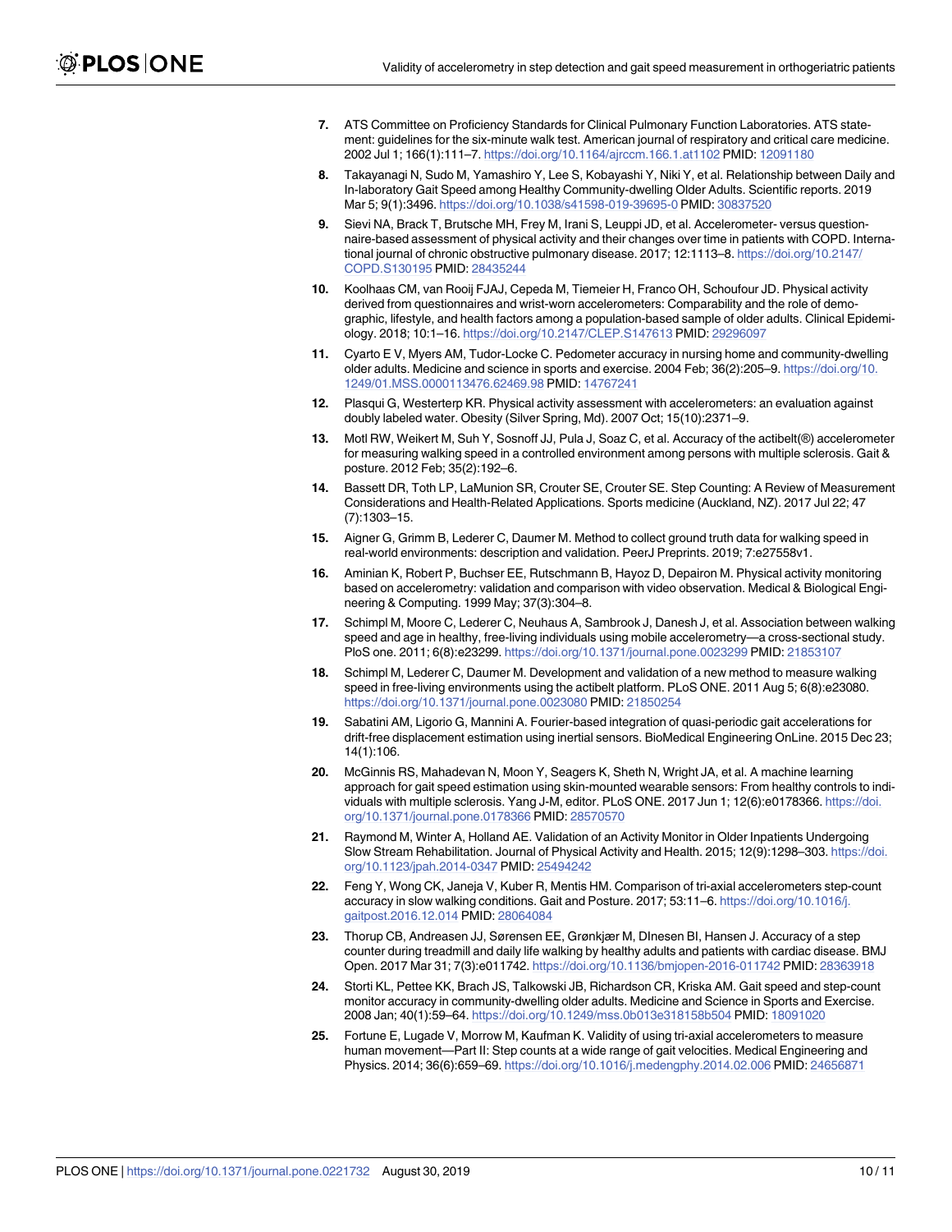7. ATS Committee on Proficiency Standards for Clinical Pulmonary Function Laboratories. ATS statement: guidelines for the six-minute walk test. American journal of respiratory and critical care medicine. 2002 Jul 1; 166(1):111–7. https://doi.org/10.1164/ajrccm.166.1.at1102 PMID: 12091180
8. Takayanagi N, Sudo M, Yamashiro Y, Lee S, Kobayashi Y, Niki Y, et al. Relationship between Daily and In-laboratory Gait Speed among Healthy Community-dwelling Older Adults. Scientific reports. 2019 Mar 5; 9(1):3496. https://doi.org/10.1038/s41598-019-39695-0 PMID: 30837520
9. Sievi NA, Brack T, Brutsche MH, Frey M, Irani S, Leuppi JD, et al. Accelerometer- versus questionnaire-based assessment of physical activity and their changes over time in patients with COPD. International journal of chronic obstructive pulmonary disease. 2017; 12:1113–8. https://doi.org/10.2147/COPD.S130195 PMID: 28435244
10. Koolhaas CM, van Rooij FJAJ, Cepeda M, Tiemeier H, Franco OH, Schoufour JD. Physical activity derived from questionnaires and wrist-worn accelerometers: Comparability and the role of demographic, lifestyle, and health factors among a population-based sample of older adults. Clinical Epidemiology. 2018; 10:1–16. https://doi.org/10.2147/CLEP.S147613 PMID: 29296097
11. Cyarto E V, Myers AM, Tudor-Locke C. Pedometer accuracy in nursing home and community-dwelling older adults. Medicine and science in sports and exercise. 2004 Feb; 36(2):205–9. https://doi.org/10.1249/01.MSS.0000113476.62469.98 PMID: 14767241
12. Plasqui G, Westerterp KR. Physical activity assessment with accelerometers: an evaluation against doubly labeled water. Obesity (Silver Spring, Md). 2007 Oct; 15(10):2371–9.
13. Motl RW, Weikert M, Suh Y, Sosnoff JJ, Pula J, Soaz C, et al. Accuracy of the actibelt(®) accelerometer for measuring walking speed in a controlled environment among persons with multiple sclerosis. Gait & posture. 2012 Feb; 35(2):192–6.
14. Bassett DR, Toth LP, LaMunion SR, Crouter SE, Crouter SE. Step Counting: A Review of Measurement Considerations and Health-Related Applications. Sports medicine (Auckland, NZ). 2017 Jul 22; 47(7):1303–15.
15. Aigner G, Grimm B, Lederer C, Daumer M. Method to collect ground truth data for walking speed in real-world environments: description and validation. PeerJ Preprints. 2019; 7:e27558v1.
16. Aminian K, Robert P, Buchser EE, Rutschmann B, Hayoz D, Depairon M. Physical activity monitoring based on accelerometry: validation and comparison with video observation. Medical & Biological Engineering & Computing. 1999 May; 37(3):304–8.
17. Schimpl M, Moore C, Lederer C, Neuhaus A, Sambrook J, Danesh J, et al. Association between walking speed and age in healthy, free-living individuals using mobile accelerometry—a cross-sectional study. PloS one. 2011; 6(8):e23299. https://doi.org/10.1371/journal.pone.0023299 PMID: 21853107
18. Schimpl M, Lederer C, Daumer M. Development and validation of a new method to measure walking speed in free-living environments using the actibelt platform. PLoS ONE. 2011 Aug 5; 6(8):e23080. https://doi.org/10.1371/journal.pone.0023080 PMID: 21850254
19. Sabatini AM, Ligorio G, Mannini A. Fourier-based integration of quasi-periodic gait accelerations for drift-free displacement estimation using inertial sensors. BioMedical Engineering OnLine. 2015 Dec 23; 14(1):106.
20. McGinnis RS, Mahadevan N, Moon Y, Seagers K, Sheth N, Wright JA, et al. A machine learning approach for gait speed estimation using skin-mounted wearable sensors: From healthy controls to individuals with multiple sclerosis. Yang J-M, editor. PLoS ONE. 2017 Jun 1; 12(6):e0178366. https://doi.org/10.1371/journal.pone.0178366 PMID: 28570570
21. Raymond M, Winter A, Holland AE. Validation of an Activity Monitor in Older Inpatients Undergoing Slow Stream Rehabilitation. Journal of Physical Activity and Health. 2015; 12(9):1298–303. https://doi.org/10.1123/jpah.2014-0347 PMID: 25494242
22. Feng Y, Wong CK, Janeja V, Kuber R, Mentis HM. Comparison of tri-axial accelerometers step-count accuracy in slow walking conditions. Gait and Posture. 2017; 53:11–6. https://doi.org/10.1016/j.gaitpost.2016.12.014 PMID: 28064084
23. Thorup CB, Andreasen JJ, Sørensen EE, Grønkjær M, DInesen BI, Hansen J. Accuracy of a step counter during treadmill and daily life walking by healthy adults and patients with cardiac disease. BMJ Open. 2017 Mar 31; 7(3):e011742. https://doi.org/10.1136/bmjopen-2016-011742 PMID: 28363918
24. Storti KL, Pettee KK, Brach JS, Talkowski JB, Richardson CR, Kriska AM. Gait speed and step-count monitor accuracy in community-dwelling older adults. Medicine and Science in Sports and Exercise. 2008 Jan; 40(1):59–64. https://doi.org/10.1249/mss.0b013e318158b504 PMID: 18091020
25. Fortune E, Lugade V, Morrow M, Kaufman K. Validity of using tri-axial accelerometers to measure human movement—Part II: Step counts at a wide range of gait velocities. Medical Engineering and Physics. 2014; 36(6):659–69. https://doi.org/10.1016/j.medengphy.2014.02.006 PMID: 24656871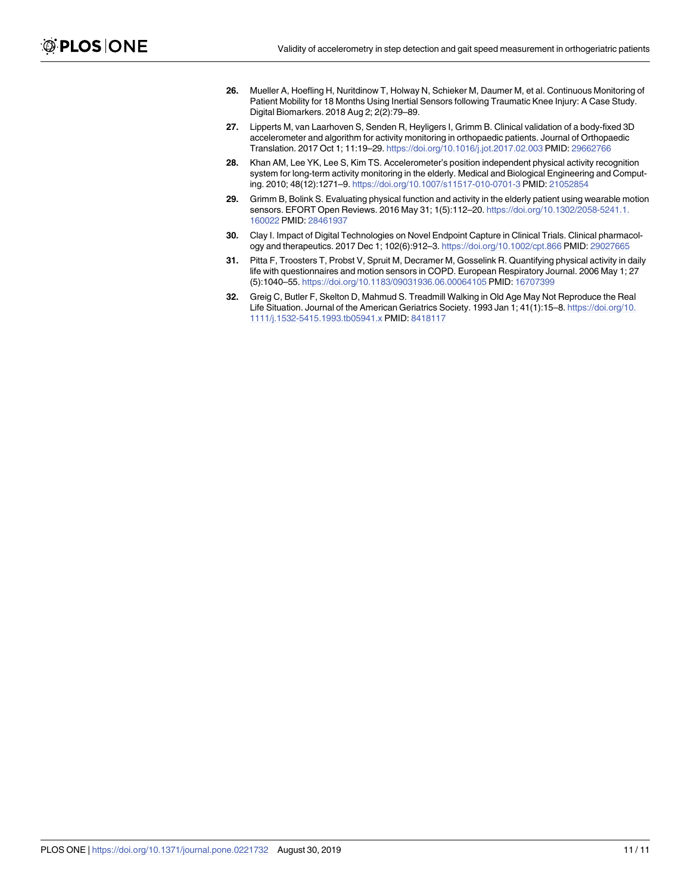26. Mueller A, Hoefling H, Nuritdinow T, Holway N, Schieker M, Daumer M, et al. Continuous Monitoring of Patient Mobility for 18 Months Using Inertial Sensors following Traumatic Knee Injury: A Case Study. Digital Biomarkers. 2018 Aug 2; 2(2):79–89.
27. Lipperts M, van Laarhoven S, Senden R, Heyligers I, Grimm B. Clinical validation of a body-fixed 3D accelerometer and algorithm for activity monitoring in orthopaedic patients. Journal of Orthopaedic Translation. 2017 Oct 1; 11:19–29. https://doi.org/10.1016/j.jot.2017.02.003 PMID: 29662766
28. Khan AM, Lee YK, Lee S, Kim TS. Accelerometer's position independent physical activity recognition system for long-term activity monitoring in the elderly. Medical and Biological Engineering and Computing. 2010; 48(12):1271–9. https://doi.org/10.1007/s11517-010-0701-3 PMID: 21052854
29. Grimm B, Bolink S. Evaluating physical function and activity in the elderly patient using wearable motion sensors. EFORT Open Reviews. 2016 May 31; 1(5):112–20. https://doi.org/10.1302/2058-5241.1.160022 PMID: 28461937
30. Clay I. Impact of Digital Technologies on Novel Endpoint Capture in Clinical Trials. Clinical pharmacology and therapeutics. 2017 Dec 1; 102(6):912–3. https://doi.org/10.1002/cpt.866 PMID: 29027665
31. Pitta F, Troosters T, Probst V, Spruit M, Decramer M, Gosselink R. Quantifying physical activity in daily life with questionnaires and motion sensors in COPD. European Respiratory Journal. 2006 May 1; 27(5):1040–55. https://doi.org/10.1183/09031936.06.00064105 PMID: 16707399
32. Greig C, Butler F, Skelton D, Mahmud S. Treadmill Walking in Old Age May Not Reproduce the Real Life Situation. Journal of the American Geriatrics Society. 1993 Jan 1; 41(1):15–8. https://doi.org/10.1111/j.1532-5415.1993.tb05941.x PMID: 8418117